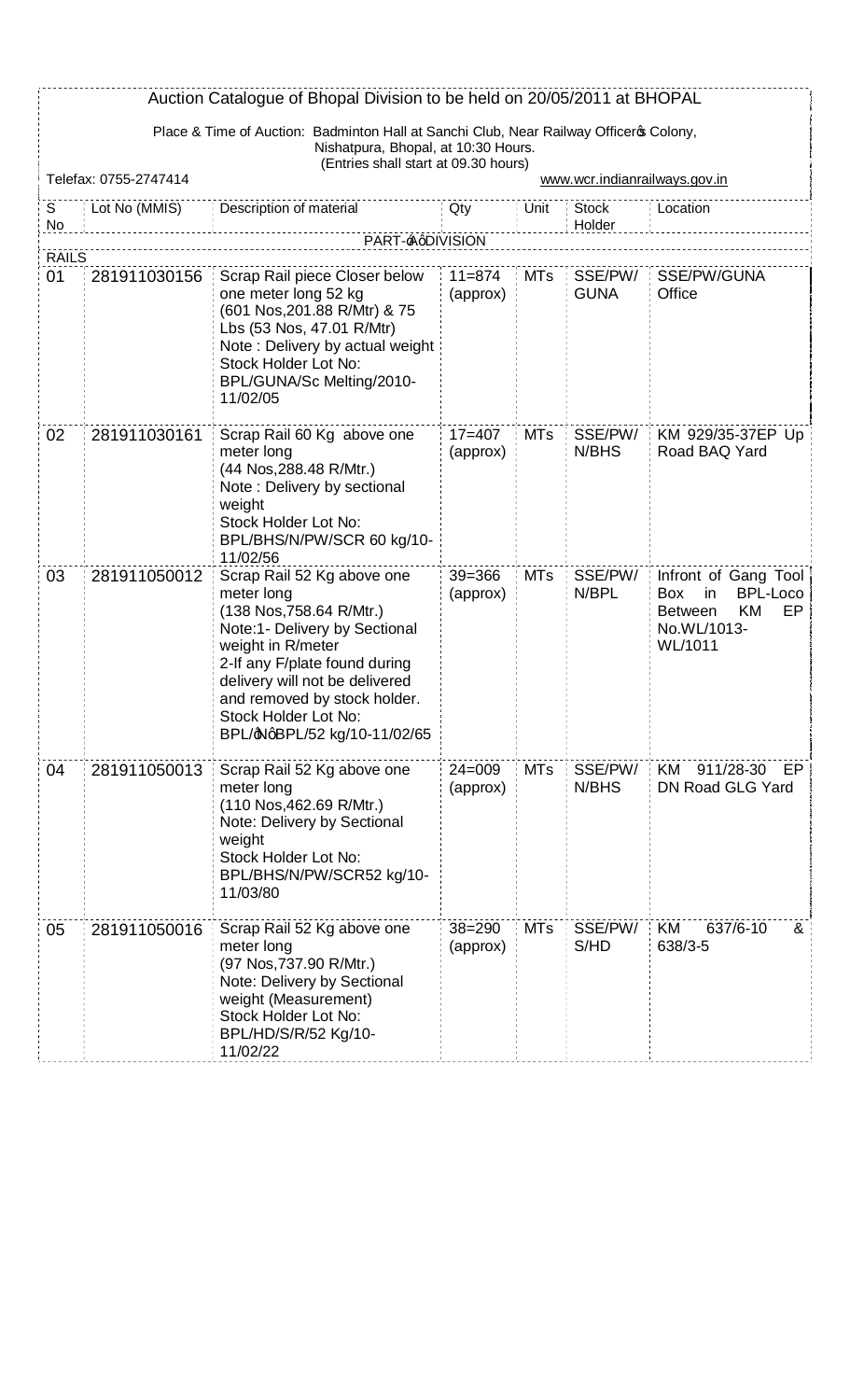# Auction Catalogue of Bhopal Division to be held on 20/05/2011 at BHOPAL

Place & Time of Auction: Badminton Hall at Sanchi Club, Near Railway Officer's Colony, Nishatpura, Bhopal, at 10:30 Hours.
(Entries shall start at 09.30 hours)

Telefax: 0755-2747414 | www.wcr.indianrailways.gov.in

| S No | Lot No (MMIS) | Description of material | Qty | Unit | Stock Holder | Location |
|---|---|---|---|---|---|---|
| | | PART-'A' DIVISION | | | | |
| RAILS | | | | | | |
| 01 | 281911030156 | Scrap Rail piece Closer below one meter long 52 kg (601 Nos,201.88 R/Mtr) & 75 Lbs (53 Nos, 47.01 R/Mtr) Note : Delivery by actual weight Stock Holder Lot No: BPL/GUNA/Sc Melting/2010-11/02/05 | 11=874 (approx) | MTs | SSE/PW/ GUNA | SSE/PW/GUNA Office |
| 02 | 281911030161 | Scrap Rail 60 Kg above one meter long (44 Nos,288.48 R/Mtr.) Note : Delivery by sectional weight Stock Holder Lot No: BPL/BHS/N/PW/SCR 60 kg/10-11/02/56 | 17=407 (approx) | MTs | SSE/PW/ N/BHS | KM 929/35-37EP Up Road BAQ Yard |
| 03 | 281911050012 | Scrap Rail 52 Kg above one meter long (138 Nos,758.64 R/Mtr.) Note:1- Delivery by Sectional weight in R/meter 2-If any F/plate found during delivery will not be delivered and removed by stock holder. Stock Holder Lot No: BPL/'N'BPL/52 kg/10-11/02/65 | 39=366 (approx) | MTs | SSE/PW/ N/BPL | Infront of Gang Tool Box in BPL-Loco Between KM EP No.WL/1013-WL/1011 |
| 04 | 281911050013 | Scrap Rail 52 Kg above one meter long (110 Nos,462.69 R/Mtr.) Note: Delivery by Sectional weight Stock Holder Lot No: BPL/BHS/N/PW/SCR52 kg/10-11/03/80 | 24=009 (approx) | MTs | SSE/PW/ N/BHS | KM 911/28-30 EP DN Road GLG Yard |
| 05 | 281911050016 | Scrap Rail 52 Kg above one meter long (97 Nos,737.90 R/Mtr.) Note: Delivery by Sectional weight (Measurement) Stock Holder Lot No: BPL/HD/S/R/52 Kg/10-11/02/22 | 38=290 (approx) | MTs | SSE/PW/ S/HD | KM 637/6-10 & 638/3-5 |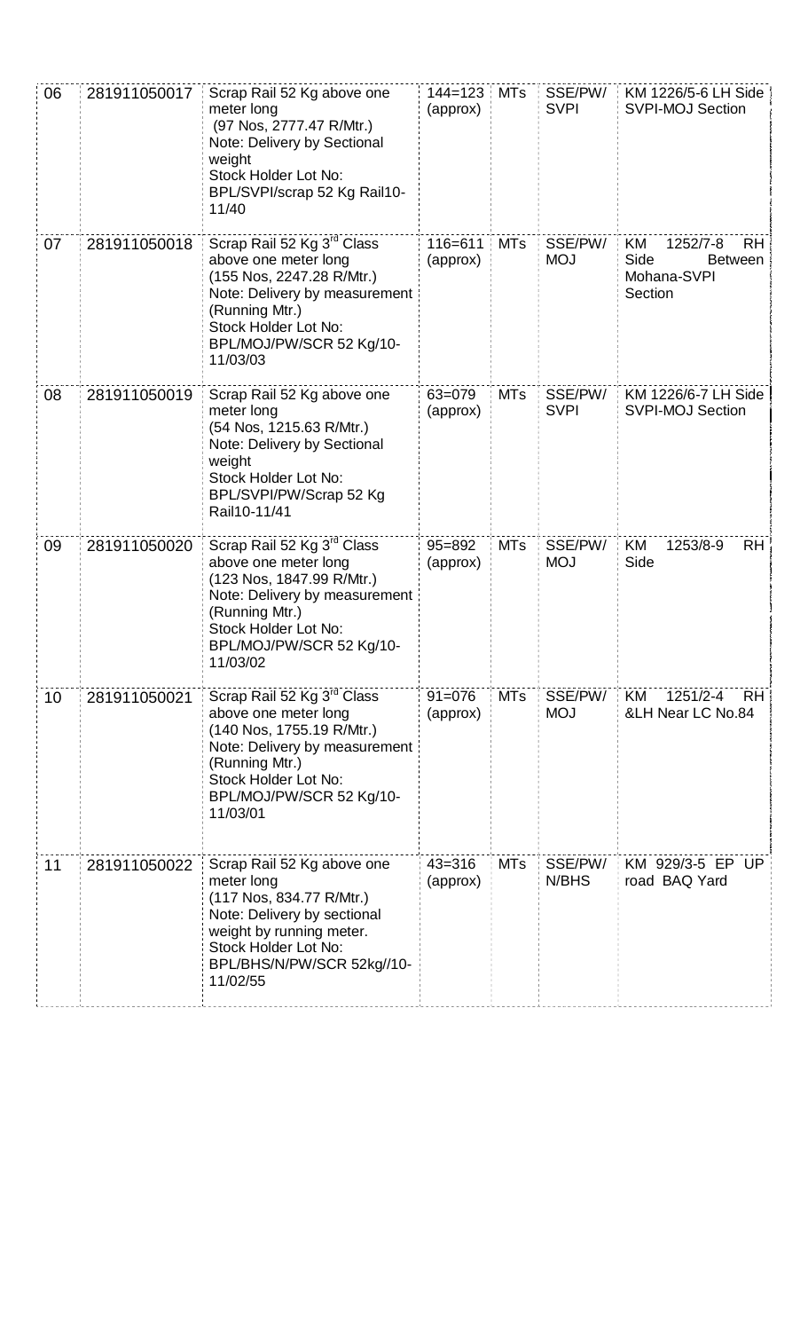| 06 | 281911050017 | Scrap Rail 52 Kg above one meter long (97 Nos, 2777.47 R/Mtr.) Note: Delivery by Sectional weight Stock Holder Lot No: BPL/SVPI/scrap 52 Kg Rail10-11/40 | 144=123 (approx) | MTs | SSE/PW/ SVPI | KM 1226/5-6 LH Side SVPI-MOJ Section |
|---|---|---|---|---|---|---|
| 07 | 281911050018 | Scrap Rail 52 Kg 3rd Class above one meter long (155 Nos, 2247.28 R/Mtr.) Note: Delivery by measurement (Running Mtr.) Stock Holder Lot No: BPL/MOJ/PW/SCR 52 Kg/10-11/03/03 | 116=611 (approx) | MTs | SSE/PW/ MOJ | KM 1252/7-8 RH Side Between Mohana-SVPI Section |
| 08 | 281911050019 | Scrap Rail 52 Kg above one meter long (54 Nos, 1215.63 R/Mtr.) Note: Delivery by Sectional weight Stock Holder Lot No: BPL/SVPI/PW/Scrap 52 Kg Rail10-11/41 | 63=079 (approx) | MTs | SSE/PW/ SVPI | KM 1226/6-7 LH Side SVPI-MOJ Section |
| 09 | 281911050020 | Scrap Rail 52 Kg 3rd Class above one meter long (123 Nos, 1847.99 R/Mtr.) Note: Delivery by measurement (Running Mtr.) Stock Holder Lot No: BPL/MOJ/PW/SCR 52 Kg/10-11/03/02 | 95=892 (approx) | MTs | SSE/PW/ MOJ | KM 1253/8-9 RH Side |
| 10 | 281911050021 | Scrap Rail 52 Kg 3rd Class above one meter long (140 Nos, 1755.19 R/Mtr.) Note: Delivery by measurement (Running Mtr.) Stock Holder Lot No: BPL/MOJ/PW/SCR 52 Kg/10-11/03/01 | 91=076 (approx) | MTs | SSE/PW/ MOJ | KM 1251/2-4 RH &LH Near LC No.84 |
| 11 | 281911050022 | Scrap Rail 52 Kg above one meter long (117 Nos, 834.77 R/Mtr.) Note: Delivery by sectional weight by running meter. Stock Holder Lot No: BPL/BHS/N/PW/SCR 52kg//10-11/02/55 | 43=316 (approx) | MTs | SSE/PW/ N/BHS | KM 929/3-5 EP UP road BAQ Yard |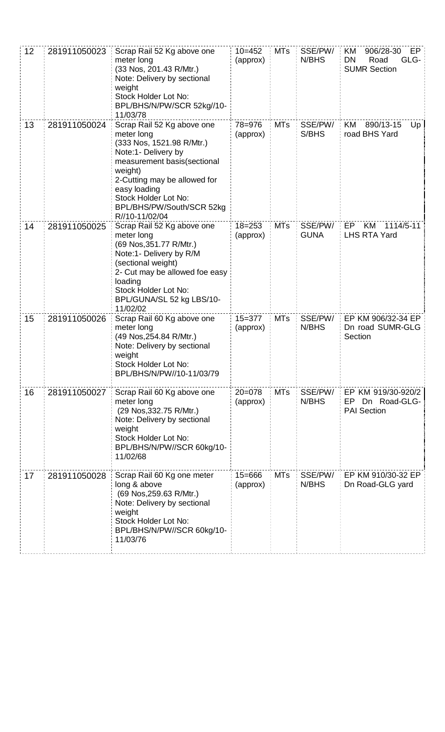| 12 | 281911050023 | Scrap Rail 52 Kg above one meter long (33 Nos, 201.43 R/Mtr.) Note: Delivery by sectional weight Stock Holder Lot No: BPL/BHS/N/PW/SCR 52kg//10-11/03/78 | 10=452 (approx) | MTs | SSE/PW/ N/BHS | KM 906/28-30 EP DN Road GLG-SUMR Section |
|---|---|---|---|---|---|---|
| 13 | 281911050024 | Scrap Rail 52 Kg above one meter long (333 Nos, 1521.98 R/Mtr.) Note:1- Delivery by measurement basis(sectional weight) 2-Cutting may be allowed for easy loading Stock Holder Lot No: BPL/BHS/PW/South/SCR 52kg R//10-11/02/04 | 78=976 (approx) | MTs | SSE/PW/ S/BHS | KM 890/13-15 Up road BHS Yard |
| 14 | 281911050025 | Scrap Rail 52 Kg above one meter long (69 Nos,351.77 R/Mtr.) Note:1- Delivery by R/M (sectional weight) 2- Cut may be allowed foe easy loading Stock Holder Lot No: BPL/GUNA/SL 52 kg LBS/10-11/02/02 | 18=253 (approx) | MTs | SSE/PW/ GUNA | EP KM 1114/5-11 LHS RTA Yard |
| 15 | 281911050026 | Scrap Rail 60 Kg above one meter long (49 Nos,254.84 R/Mtr.) Note: Delivery by sectional weight Stock Holder Lot No: BPL/BHS/N/PW//10-11/03/79 | 15=377 (approx) | MTs | SSE/PW/ N/BHS | EP KM 906/32-34 EP Dn road SUMR-GLG Section |
| 16 | 281911050027 | Scrap Rail 60 Kg above one meter long (29 Nos,332.75 R/Mtr.) Note: Delivery by sectional weight Stock Holder Lot No: BPL/BHS/N/PW//SCR 60kg/10-11/02/68 | 20=078 (approx) | MTs | SSE/PW/ N/BHS | EP KM 919/30-920/2 EP Dn Road-GLG-PAI Section |
| 17 | 281911050028 | Scrap Rail 60 Kg one meter long & above (69 Nos,259.63 R/Mtr.) Note: Delivery by sectional weight Stock Holder Lot No: BPL/BHS/N/PW//SCR 60kg/10-11/03/76 | 15=666 (approx) | MTs | SSE/PW/ N/BHS | EP KM 910/30-32 EP Dn Road-GLG yard |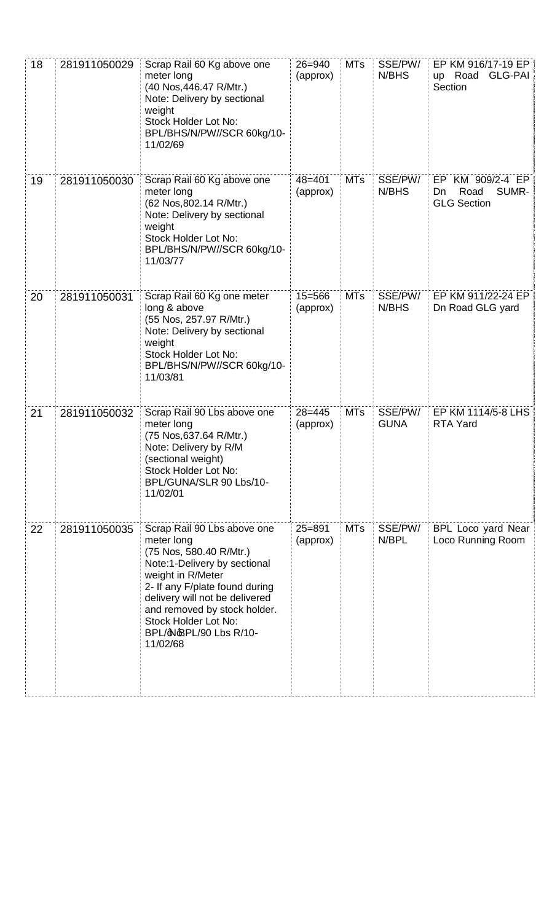| 18 | 281911050029 | Scrap Rail 60 Kg above one meter long (40 Nos,446.47 R/Mtr.) Note: Delivery by sectional weight Stock Holder Lot No: BPL/BHS/N/PW//SCR 60kg/10-11/02/69 | 26=940 (approx) | MTs | SSE/PW/ N/BHS | EP KM 916/17-19 EP up Road GLG-PAI Section |
|---|---|---|---|---|---|---|
| 19 | 281911050030 | Scrap Rail 60 Kg above one meter long (62 Nos,802.14 R/Mtr.) Note: Delivery by sectional weight Stock Holder Lot No: BPL/BHS/N/PW//SCR 60kg/10-11/03/77 | 48=401 (approx) | MTs | SSE/PW/ N/BHS | EP KM 909/2-4 EP Dn Road SUMR-GLG Section |
| 20 | 281911050031 | Scrap Rail 60 Kg one meter long & above (55 Nos, 257.97 R/Mtr.) Note: Delivery by sectional weight Stock Holder Lot No: BPL/BHS/N/PW//SCR 60kg/10-11/03/81 | 15=566 (approx) | MTs | SSE/PW/ N/BHS | EP KM 911/22-24 EP Dn Road GLG yard |
| 21 | 281911050032 | Scrap Rail 90 Lbs above one meter long (75 Nos,637.64 R/Mtr.) Note: Delivery by R/M (sectional weight) Stock Holder Lot No: BPL/GUNA/SLR 90 Lbs/10-11/02/01 | 28=445 (approx) | MTs | SSE/PW/ GUNA | EP KM 1114/5-8 LHS RTA Yard |
| 22 | 281911050035 | Scrap Rail 90 Lbs above one meter long (75 Nos, 580.40 R/Mtr.) Note:1-Delivery by sectional weight in R/Meter 2- If any F/plate found during delivery will not be delivered and removed by stock holder. Stock Holder Lot No: BPL/N/BPL/90 Lbs R/10-11/02/68 | 25=891 (approx) | MTs | SSE/PW/ N/BPL | BPL Loco yard Near Loco Running Room |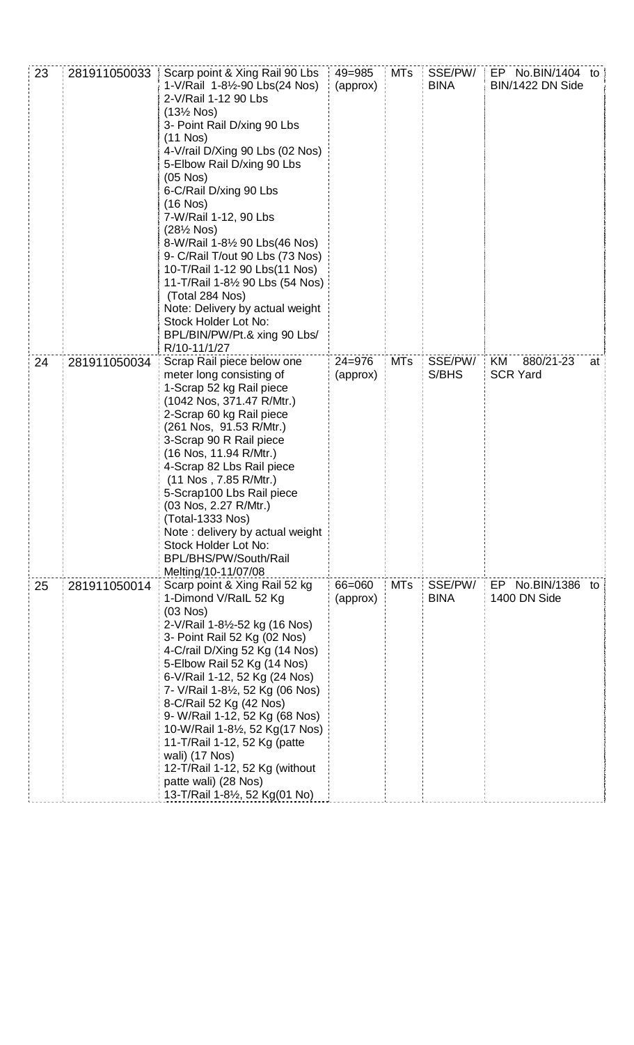| 23 | 281911050033 | Scarp point & Xing Rail 90 Lbs<br>1-V/Rail 1-8½-90 Lbs(24 Nos)<br>2-V/Rail 1-12 90 Lbs<br>(13½ Nos)<br>3- Point Rail D/xing 90 Lbs<br>(11 Nos)<br>4-V/rail D/Xing 90 Lbs (02 Nos)<br>5-Elbow Rail D/xing 90 Lbs<br>(05 Nos)<br>6-C/Rail D/xing 90 Lbs<br>(16 Nos)<br>7-W/Rail 1-12, 90 Lbs<br>(28½ Nos)<br>8-W/Rail 1-8½ 90 Lbs(46 Nos)<br>9- C/Rail T/out 90 Lbs (73 Nos)<br>10-T/Rail 1-12 90 Lbs(11 Nos)<br>11-T/Rail 1-8½ 90 Lbs (54 Nos)<br>(Total 284 Nos)<br>Note: Delivery by actual weight<br>Stock Holder Lot No:<br>BPL/BIN/PW/Pt.& xing 90 Lbs/<br>R/10-11/1/27 | 49=985<br>(approx) | MTs | SSE/PW/<br>BINA | EP No.BIN/1404 to<br>BIN/1422 DN Side |
|---|---|---|---|---|---|---|
| 24 | 281911050034 | Scrap Rail piece below one<br>meter long consisting of<br>1-Scrap 52 kg Rail piece<br>(1042 Nos, 371.47 R/Mtr.)<br>2-Scrap 60 kg Rail piece<br>(261 Nos, 91.53 R/Mtr.)<br>3-Scrap 90 R Rail piece<br>(16 Nos, 11.94 R/Mtr.)<br>4-Scrap 82 Lbs Rail piece<br>(11 Nos , 7.85 R/Mtr.)<br>5-Scrap100 Lbs Rail piece<br>(03 Nos, 2.27 R/Mtr.)<br>(Total-1333 Nos)<br>Note : delivery by actual weight<br>Stock Holder Lot No:<br>BPL/BHS/PW/South/Rail<br>Melting/10-11/07/08 | 24=976<br>(approx) | MTs | SSE/PW/<br>S/BHS | KM 880/21-23 at<br>SCR Yard |
| 25 | 281911050014 | Scarp point & Xing Rail 52 kg<br>1-Dimond V/RalL 52 Kg<br>(03 Nos)<br>2-V/Rail 1-8½-52 kg (16 Nos)<br>3- Point Rail 52 Kg (02 Nos)<br>4-C/rail D/Xing 52 Kg (14 Nos)<br>5-Elbow Rail 52 Kg (14 Nos)<br>6-V/Rail 1-12, 52 Kg (24 Nos)<br>7- V/Rail 1-8½, 52 Kg (06 Nos)<br>8-C/Rail 52 Kg (42 Nos)<br>9- W/Rail 1-12, 52 Kg (68 Nos)<br>10-W/Rail 1-8½, 52 Kg(17 Nos)<br>11-T/Rail 1-12, 52 Kg (patte<br>wali) (17 Nos)<br>12-T/Rail 1-12, 52 Kg (without<br>patte wali) (28 Nos)<br>13-T/Rail 1-8½, 52 Kg(01 No) | 66=060<br>(approx) | MTs | SSE/PW/<br>BINA | EP No.BIN/1386 to<br>1400 DN Side |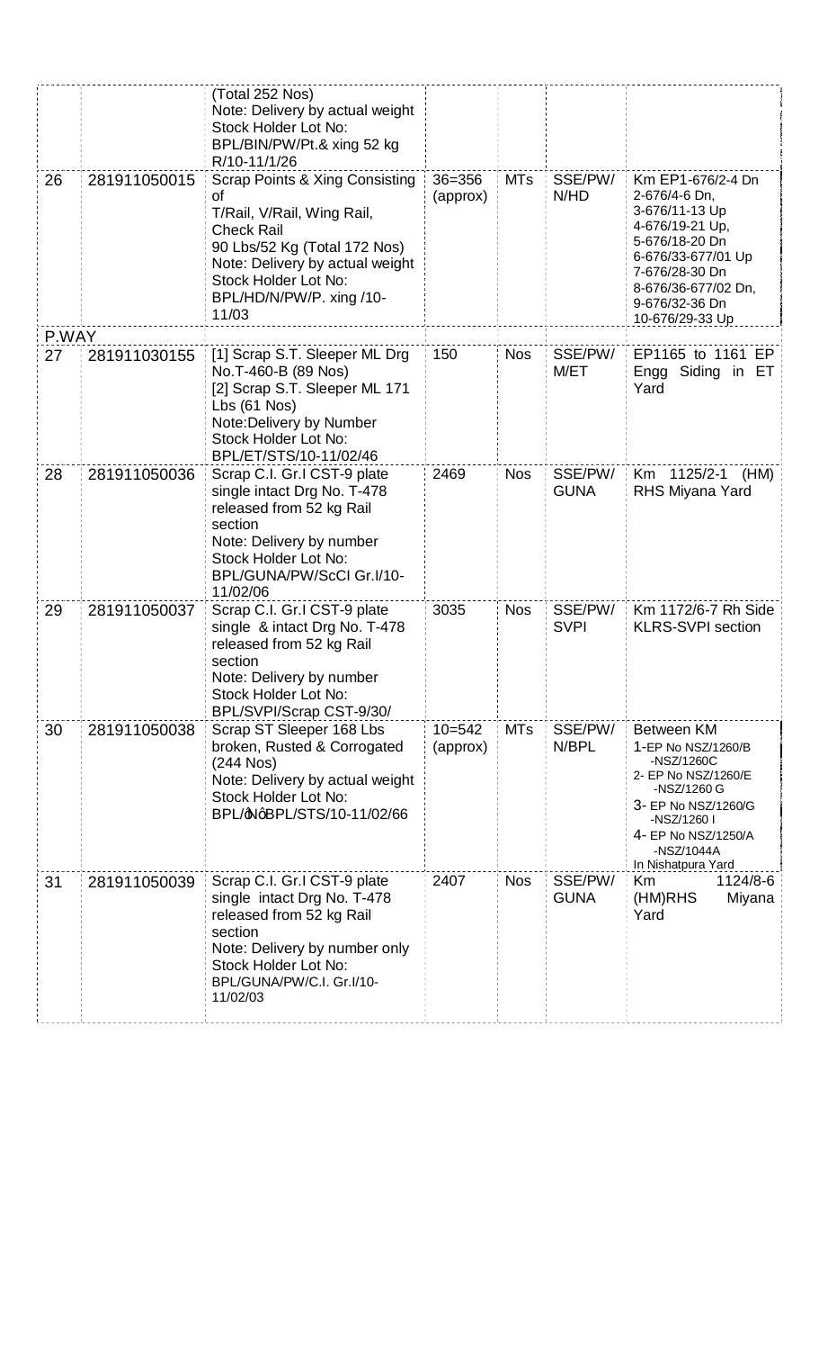| | | | | | | |
|---|---|---|---|---|---|---|
| | | (Total 252 Nos)<br>Note: Delivery by actual weight<br>Stock Holder Lot No:<br>BPL/BIN/PW/Pt.& xing 52 kg R/10-11/1/26 | | | | |
| 26 | 281911050015 | Scrap Points & Xing Consisting of<br>T/Rail, V/Rail, Wing Rail, Check Rail<br>90 Lbs/52 Kg (Total 172 Nos)<br>Note: Delivery by actual weight<br>Stock Holder Lot No:<br>BPL/HD/N/PW/P. xing /10-11/03 | 36=356 (approx) | MTs | SSE/PW/ N/HD | Km EP1-676/2-4 Dn<br>2-676/4-6 Dn,<br>3-676/11-13 Up<br>4-676/19-21 Up,<br>5-676/18-20 Dn<br>6-676/33-677/01 Up<br>7-676/28-30 Dn<br>8-676/36-677/02 Dn,<br>9-676/32-36 Dn<br>10-676/29-33 Up |
| P.WAY | | | | | | |
| 27 | 281911030155 | [1] Scrap S.T. Sleeper ML Drg No.T-460-B (89 Nos)<br>[2] Scrap S.T. Sleeper ML 171 Lbs (61 Nos)<br>Note:Delivery by Number<br>Stock Holder Lot No:<br>BPL/ET/STS/10-11/02/46 | 150 | Nos | SSE/PW/ M/ET | EP1165 to 1161 EP Engg Siding in ET Yard |
| 28 | 281911050036 | Scrap C.I. Gr.I CST-9 plate single intact Drg No. T-478 released from 52 kg Rail section<br>Note: Delivery by number<br>Stock Holder Lot No:<br>BPL/GUNA/PW/ScCI Gr.I/10-11/02/06 | 2469 | Nos | SSE/PW/ GUNA | Km 1125/2-1 (HM) RHS Miyana Yard |
| 29 | 281911050037 | Scrap C.I. Gr.I CST-9 plate single & intact Drg No. T-478 released from 52 kg Rail section<br>Note: Delivery by number<br>Stock Holder Lot No:<br>BPL/SVPI/Scrap CST-9/30/ | 3035 | Nos | SSE/PW/ SVPI | Km 1172/6-7 Rh Side KLRS-SVPI section |
| 30 | 281911050038 | Scrap ST Sleeper 168 Lbs broken, Rusted & Corrogated (244 Nos)<br>Note: Delivery by actual weight<br>Stock Holder Lot No:<br>BPL/ôNôBPL/STS/10-11/02/66 | 10=542 (approx) | MTs | SSE/PW/ N/BPL | Between KM<br>1-EP No NSZ/1260/B -NSZ/1260C<br>2- EP No NSZ/1260/E -NSZ/1260 G<br>3- EP No NSZ/1260/G -NSZ/1260 I<br>4- EP No NSZ/1250/A -NSZ/1044A<br>In Nishatpura Yard |
| 31 | 281911050039 | Scrap C.I. Gr.I CST-9 plate single intact Drg No. T-478 released from 52 kg Rail section<br>Note: Delivery by number only<br>Stock Holder Lot No:<br>BPL/GUNA/PW/C.I. Gr.I/10-11/02/03 | 2407 | Nos | SSE/PW/ GUNA | Km 1124/8-6 (HM)RHS Miyana Yard |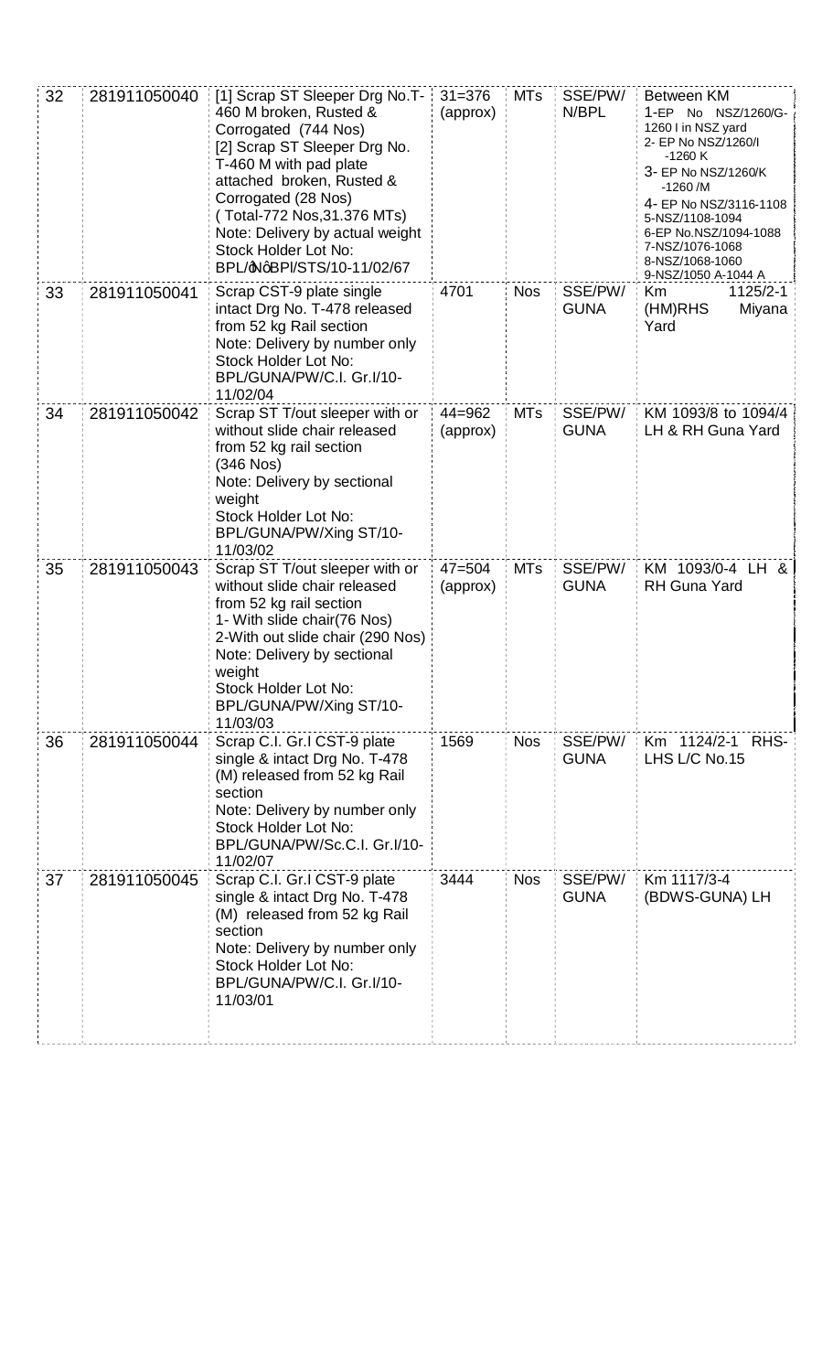| 32 | 281911050040 | [1] Scrap ST Sleeper Drg No.T-460 M broken, Rusted & Corrogated (744 Nos)<br>[2] Scrap ST Sleeper Drg No. T-460 M with pad plate attached broken, Rusted & Corrogated (28 Nos)<br>( Total-772 Nos,31.376 MTs)<br>Note: Delivery by actual weight<br>Stock Holder Lot No:<br>BPL/ðNôBPl/STS/10-11/02/67 | 31=376 (approx) | MTs | SSE/PW/ N/BPL | Between KM<br>1-EP No NSZ/1260/G-1260 I in NSZ yard<br>2- EP No NSZ/1260/I -1260 K<br>3- EP No NSZ/1260/K -1260 /M<br>4- EP No NSZ/3116-1108<br>5-NSZ/1108-1094<br>6-EP No.NSZ/1094-1088<br>7-NSZ/1076-1068<br>8-NSZ/1068-1060<br>9-NSZ/1050 A-1044 A |
|---|---|---|---|---|---|---|
| 33 | 281911050041 | Scrap CST-9 plate single intact Drg No. T-478 released from 52 kg Rail section<br>Note: Delivery by number only<br>Stock Holder Lot No:<br>BPL/GUNA/PW/C.I. Gr.I/10-11/02/04 | 4701 | Nos | SSE/PW/ GUNA | Km 1125/2-1 (HM)RHS Miyana Yard |
| 34 | 281911050042 | Scrap ST T/out sleeper with or without slide chair released from 52 kg rail section<br>(346 Nos)<br>Note: Delivery by sectional weight<br>Stock Holder Lot No:<br>BPL/GUNA/PW/Xing ST/10-11/03/02 | 44=962 (approx) | MTs | SSE/PW/ GUNA | KM 1093/8 to 1094/4 LH & RH Guna Yard |
| 35 | 281911050043 | Scrap ST T/out sleeper with or without slide chair released from 52 kg rail section<br>1- With slide chair(76 Nos)<br>2-With out slide chair (290 Nos)<br>Note: Delivery by sectional weight<br>Stock Holder Lot No:<br>BPL/GUNA/PW/Xing ST/10-11/03/03 | 47=504 (approx) | MTs | SSE/PW/ GUNA | KM 1093/0-4 LH & RH Guna Yard |
| 36 | 281911050044 | Scrap C.I. Gr.I CST-9 plate single & intact Drg No. T-478 (M) released from 52 kg Rail section<br>Note: Delivery by number only<br>Stock Holder Lot No:<br>BPL/GUNA/PW/Sc.C.I. Gr.I/10-11/02/07 | 1569 | Nos | SSE/PW/ GUNA | Km 1124/2-1 RHS-LHS L/C No.15 |
| 37 | 281911050045 | Scrap C.I. Gr.I CST-9 plate single & intact Drg No. T-478 (M) released from 52 kg Rail section<br>Note: Delivery by number only<br>Stock Holder Lot No:<br>BPL/GUNA/PW/C.I. Gr.I/10-11/03/01 | 3444 | Nos | SSE/PW/ GUNA | Km 1117/3-4 (BDWS-GUNA) LH |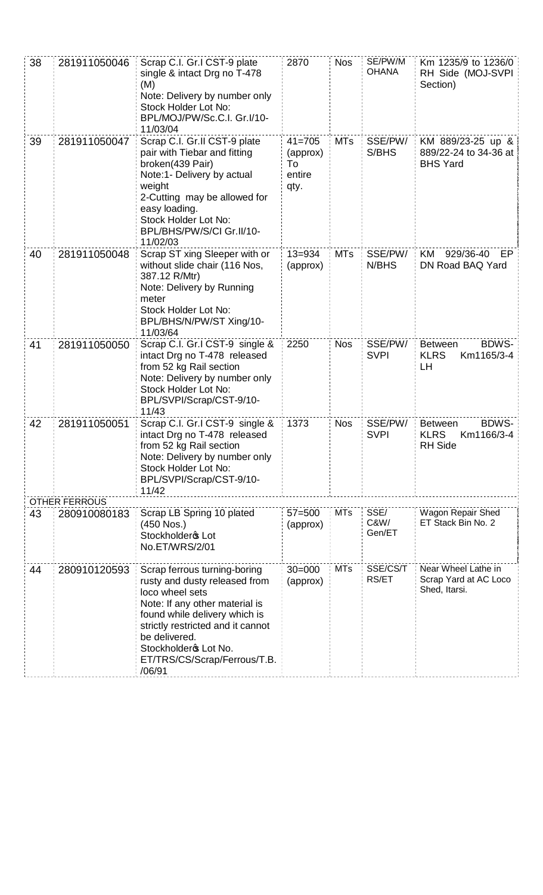| 38 | 281911050046 | Scrap C.I. Gr.I CST-9 plate single & intact Drg no T-478 (M)<br>Note: Delivery by number only<br>Stock Holder Lot No: BPL/MOJ/PW/Sc.C.I. Gr.I/10-11/03/04 | 2870 | Nos | SE/PW/M OHANA | Km 1235/9 to 1236/0 RH Side (MOJ-SVPI Section) |
|---|---|---|---|---|---|---|
| 39 | 281911050047 | Scrap C.I. Gr.II CST-9 plate pair with Tiebar and fitting broken(439 Pair)<br>Note:1- Delivery by actual weight<br>2-Cutting may be allowed for easy loading.<br>Stock Holder Lot No: BPL/BHS/PW/S/CI Gr.II/10-11/02/03 | 41=705 (approx) To entire qty. | MTs | SSE/PW/ S/BHS | KM 889/23-25 up & 889/22-24 to 34-36 at BHS Yard |
| 40 | 281911050048 | Scrap ST xing Sleeper with or without slide chair (116 Nos, 387.12 R/Mtr)<br>Note: Delivery by Running meter<br>Stock Holder Lot No: BPL/BHS/N/PW/ST Xing/10-11/03/64 | 13=934 (approx) | MTs | SSE/PW/ N/BHS | KM 929/36-40 EP DN Road BAQ Yard |
| 41 | 281911050050 | Scrap C.I. Gr.I CST-9 single & intact Drg no T-478 released from 52 kg Rail section<br>Note: Delivery by number only<br>Stock Holder Lot No: BPL/SVPI/Scrap/CST-9/10-11/43 | 2250 | Nos | SSE/PW/ SVPI | Between BDWS-KLRS Km1165/3-4 LH |
| 42 | 281911050051 | Scrap C.I. Gr.I CST-9 single & intact Drg no T-478 released from 52 kg Rail section<br>Note: Delivery by number only<br>Stock Holder Lot No: BPL/SVPI/Scrap/CST-9/10-11/42 | 1373 | Nos | SSE/PW/ SVPI | Between BDWS-KLRS Km1166/3-4 RH Side |
| | OTHER FERROUS | | | | | |
| 43 | 280910080183 | Scrap LB Spring 10 plated (450 Nos.)<br>Stockholder's Lot No.ET/WRS/2/01 | 57=500 (approx) | MTs | SSE/ C&W/ Gen/ET | Wagon Repair Shed ET Stack Bin No. 2 |
| 44 | 280910120593 | Scrap ferrous turning-boring rusty and dusty released from loco wheel sets<br>Note: If any other material is found while delivery which is strictly restricted and it cannot be delivered.<br>Stockholder's Lot No. ET/TRS/CS/Scrap/Ferrous/T.B./06/91 | 30=000 (approx) | MTs | SSE/CS/T RS/ET | Near Wheel Lathe in Scrap Yard at AC Loco Shed, Itarsi. |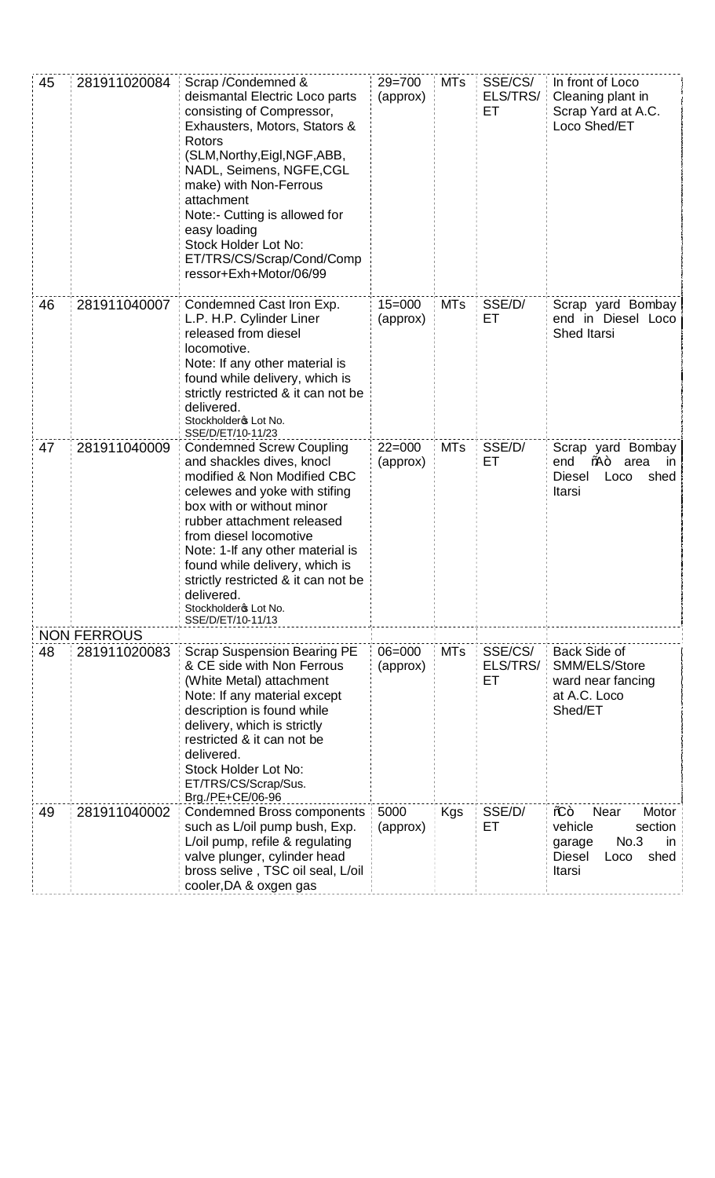| 45 | 281911020084 | Scrap /Condemned & deismantal Electric Loco parts consisting of Compressor, Exhausters, Motors, Stators & Rotors (SLM,Northy,Eigl,NGF,ABB, NADL, Seimens, NGFE,CGL make) with Non-Ferrous attachment<br>Note:- Cutting is allowed for easy loading<br>Stock Holder Lot No: ET/TRS/CS/Scrap/Cond/Compressor+Exh+Motor/06/99 | 29=700 (approx) | MTs | SSE/CS/ ELS/TRS/ ET | In front of Loco Cleaning plant in Scrap Yard at A.C. Loco Shed/ET |
|---|---|---|---|---|---|---|
| 46 | 281911040007 | Condemned Cast Iron Exp. L.P. H.P. Cylinder Liner released from diesel locomotive.<br>Note: If any other material is found while delivery, which is strictly restricted & it can not be delivered.<br>Stockholder's Lot No. SSE/D/ET/10-11/23 | 15=000 (approx) | MTs | SSE/D/ ET | Scrap yard Bombay end in Diesel Loco Shed Itarsi |
| 47 | 281911040009 | Condemned Screw Coupling and shackles dives, knocl modified & Non Modified CBC celewes and yoke with stifing box with or without minor rubber attachment released from diesel locomotive<br>Note: 1-If any other material is found while delivery, which is strictly restricted & it can not be delivered.<br>Stockholder's Lot No. SSE/D/ET/10-11/13 | 22=000 (approx) | MTs | SSE/D/ ET | Scrap yard Bombay end "A" area in Diesel Loco shed Itarsi |
| | NON FERROUS | | | | | |
| 48 | 281911020083 | Scrap Suspension Bearing PE & CE side with Non Ferrous (White Metal) attachment<br>Note: If any material except description is found while delivery, which is strictly restricted & it can not be delivered.<br>Stock Holder Lot No: ET/TRS/CS/Scrap/Sus. Brg./PE+CE/06-96 | 06=000 (approx) | MTs | SSE/CS/ ELS/TRS/ ET | Back Side of SMM/ELS/Store ward near fancing at A.C. Loco Shed/ET |
| 49 | 281911040002 | Condemned Bross components such as L/oil pump bush, Exp. L/oil pump, refile & regulating valve plunger, cylinder head bross selive , TSC oil seal, L/oil cooler,DA & oxgen gas | 5000 (approx) | Kgs | SSE/D/ ET | "C" Near Motor vehicle section garage No.3 in Diesel Loco shed Itarsi |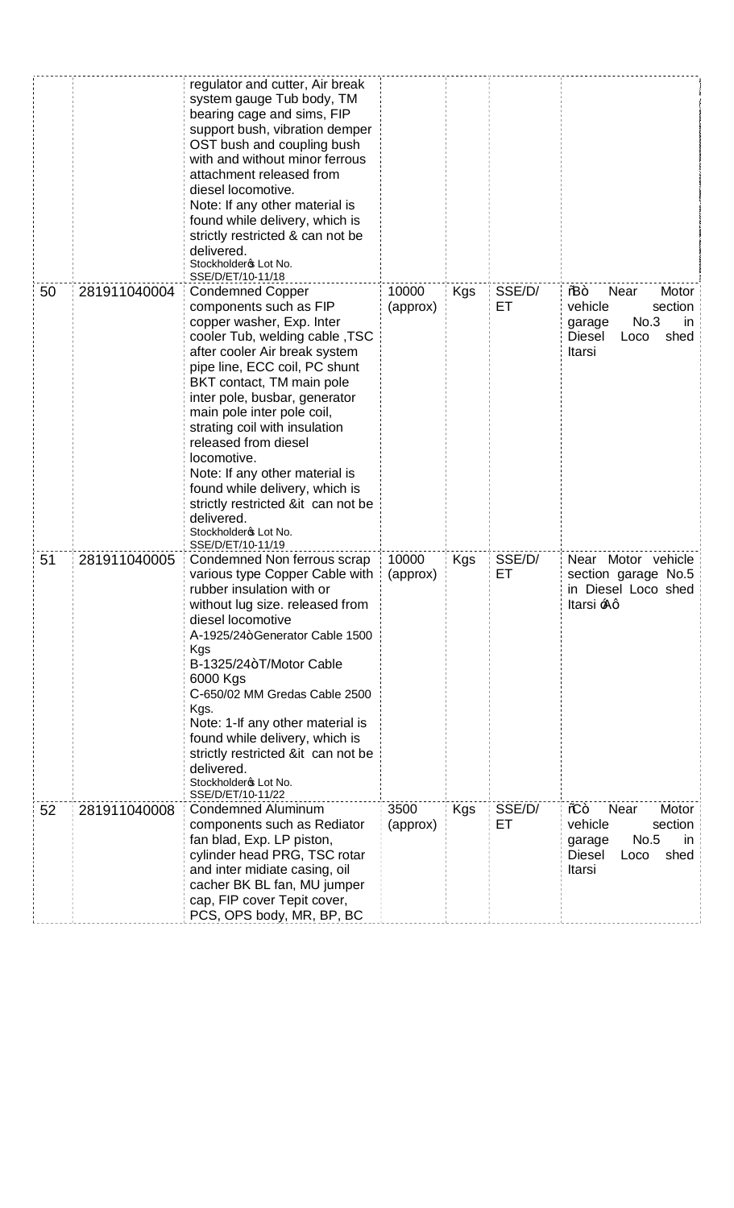| | | | | | | |
|---|---|---|---|---|---|---|
| | | regulator and cutter, Air break system gauge Tub body, TM bearing cage and sims, FIP support bush, vibration demper OST bush and coupling bush with and without minor ferrous attachment released from diesel locomotive.<br>Note: If any other material is found while delivery, which is strictly restricted & can not be delivered.<br>Stockholder's Lot No. SSE/D/ET/10-11/18 | | | | |
| 50 | 281911040004 | Condemned Copper components such as FIP copper washer, Exp. Inter cooler Tub, welding cable ,TSC after cooler Air break system pipe line, ECC coil, PC shunt BKT contact, TM main pole inter pole, busbar, generator main pole inter pole coil, strating coil with insulation released from diesel locomotive.<br>Note: If any other material is found while delivery, which is strictly restricted &it can not be delivered.<br>Stockholder's Lot No. SSE/D/ET/10-11/19 | 10000 (approx) | Kgs | SSE/D/ET | "B" Near Motor vehicle section garage No.3 in Diesel Loco shed Itarsi |
| 51 | 281911040005 | Condemned Non ferrous scrap various type Copper Cable with rubber insulation with or without lug size. released from diesel locomotive<br>A-1925/24"Generator Cable 1500 Kgs<br>B-1325/24"T/Motor Cable 6000 Kgs<br>C-650/02 MM Gredas Cable 2500 Kgs.<br>Note: 1-If any other material is found while delivery, which is strictly restricted &it can not be delivered.<br>Stockholder's Lot No. SSE/D/ET/10-11/22 | 10000 (approx) | Kgs | SSE/D/ET | Near Motor vehicle section garage No.5 in Diesel Loco shed Itarsi "A" |
| 52 | 281911040008 | Condemned Aluminum components such as Rediator fan blad, Exp. LP piston, cylinder head PRG, TSC rotar and inter midiate casing, oil cacher BK BL fan, MU jumper cap, FIP cover Tepit cover, PCS, OPS body, MR, BP, BC | 3500 (approx) | Kgs | SSE/D/ET | "C" Near Motor vehicle section garage No.5 in Diesel Loco shed Itarsi |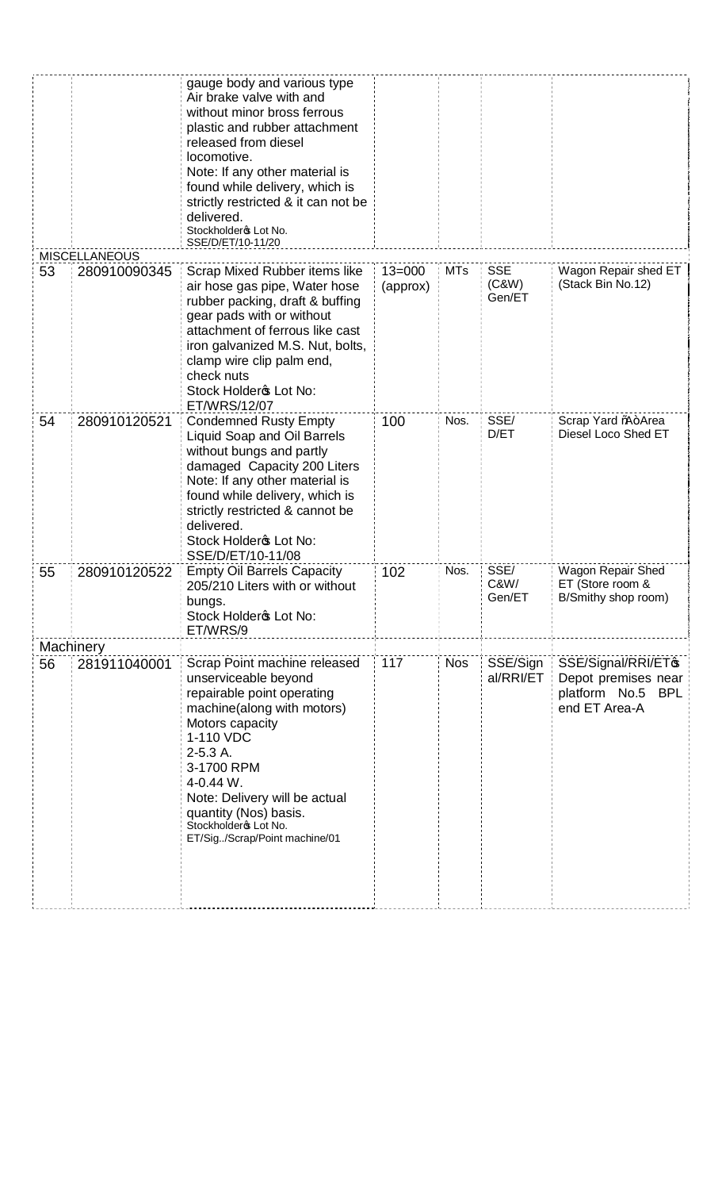|  |  |  |  |  |  |  |
|---|---|---|---|---|---|---|
|  |  | gauge body and various type Air brake valve with and without minor bross ferrous plastic and rubber attachment released from diesel locomotive. Note: If any other material is found while delivery, which is strictly restricted & it can not be delivered. Stockholder's Lot No. SSE/D/ET/10-11/20 |  |  |  |  |
| MISCELLANEOUS |  |  |  |  |  |  |
| 53 | 280910090345 | Scrap Mixed Rubber items like air hose gas pipe, Water hose rubber packing, draft & buffing gear pads with or without attachment of ferrous like cast iron galvanized M.S. Nut, bolts, clamp wire clip palm end, check nuts Stock Holder's Lot No: ET/WRS/12/07 | 13=000 (approx) | MTs | SSE (C&W) Gen/ET | Wagon Repair shed ET (Stack Bin No.12) |
| 54 | 280910120521 | Condemned Rusty Empty Liquid Soap and Oil Barrels without bungs and partly damaged Capacity 200 Liters Note: If any other material is found while delivery, which is strictly restricted & cannot be delivered. Stock Holder's Lot No: SSE/D/ET/10-11/08 | 100 | Nos. | SSE/ D/ET | Scrap Yard "A" Area Diesel Loco Shed ET |
| 55 | 280910120522 | Empty Oil Barrels Capacity 205/210 Liters with or without bungs. Stock Holder's Lot No: ET/WRS/9 | 102 | Nos. | SSE/ C&W/ Gen/ET | Wagon Repair Shed ET (Store room & B/Smithy shop room) |
| Machinery |  |  |  |  |  |  |
| 56 | 281911040001 | Scrap Point machine released unserviceable beyond repairable point operating machine(along with motors) Motors capacity 1-110 VDC 2-5.3 A. 3-1700 RPM 4-0.44 W. Note: Delivery will be actual quantity (Nos) basis. Stockholder's Lot No. ET/Sig../Scrap/Point machine/01 | 117 | Nos | SSE/Signal/RRI/ET | SSE/Signal/RRI/ET's Depot premises near platform No.5 BPL end ET Area-A |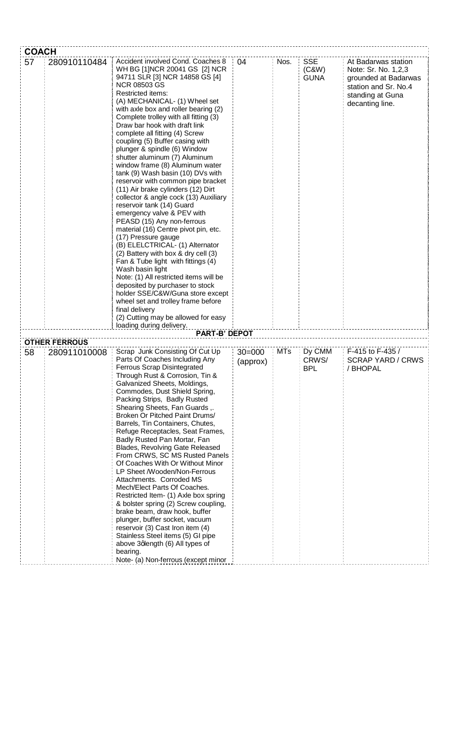| COACH | | | | | | |
|---|---|---|---|---|---|---|
| 57 | 280910110484 | Accident involved Cond. Coaches 8 WH BG [1]NCR 20041 GS [2] NCR 94711 SLR [3] NCR 14858 GS [4] NCR 08503 GS<br>Restricted items:<br>(A) MECHANICAL- (1) Wheel set with axle box and roller bearing (2) Complete trolley with all fitting (3) Draw bar hook with draft link complete all fitting (4) Screw coupling (5) Buffer casing with plunger & spindle (6) Window shutter aluminum (7) Aluminum window frame (8) Aluminum water tank (9) Wash basin (10) DVs with reservoir with common pipe bracket (11) Air brake cylinders (12) Dirt collector & angle cock (13) Auxiliary reservoir tank (14) Guard emergency valve & PEV with PEASD (15) Any non-ferrous material (16) Centre pivot pin, etc. (17) Pressure gauge<br>(B) ELELCTRICAL- (1) Alternator (2) Battery with box & dry cell (3) Fan & Tube light with fittings (4) Wash basin light<br>Note: (1) All restricted items will be deposited by purchaser to stock holder SSE/C&W/Guna store except wheel set and trolley frame before final delivery<br>(2) Cutting may be allowed for easy loading during delivery. | 04 | Nos. | SSE (C&W) GUNA | At Badarwas station Note: Sr. No. 1,2,3 grounded at Badarwas station and Sr. No.4 standing at Guna decanting line. |
| | | **PART-B' DEPOT** | | | | |
| **OTHER FERROUS** | | | | | | |
| 58 | 280911010008 | Scrap Junk Consisting Of Cut Up Parts Of Coaches Including Any Ferrous Scrap Disintegrated Through Rust & Corrosion, Tin & Galvanized Sheets, Moldings, Commodes, Dust Shield Spring, Packing Strips, Badly Rusted Shearing Sheets, Fan Guards ,. Broken Or Pitched Paint Drums/ Barrels, Tin Containers, Chutes, Refuge Receptacles, Seat Frames, Badly Rusted Pan Mortar, Fan Blades, Revolving Gate Released From CRWS, SC MS Rusted Panels Of Coaches With Or Without Minor LP Sheet /Wooden/Non-Ferrous Attachments. Corroded MS Mech/Elect Parts Of Coaches.<br>Restricted Item- (1) Axle box spring & bolster spring (2) Screw coupling, brake beam, draw hook, buffer plunger, buffer socket, vacuum reservoir (3) Cast Iron item (4) Stainless Steel items (5) GI pipe above 3ʹ length (6) All types of bearing.<br>Note- (a) Non-ferrous (except minor | 30=000 (approx) | MTs | Dy CMM CRWS/ BPL | F-415 to F-435 / SCRAP YARD / CRWS / BHOPAL |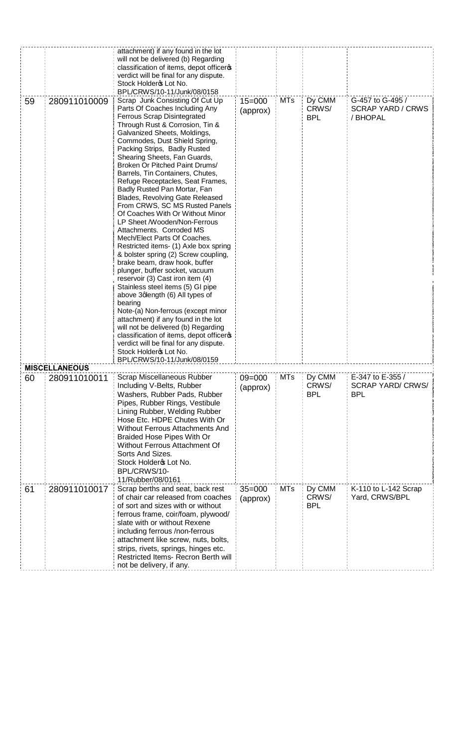| | | | | | | |
|---|---|---|---|---|---|---|
| | | attachment) if any found in the lot will not be delivered (b) Regarding classification of items, depot officer's verdict will be final for any dispute. Stock Holder's Lot No. BPL/CRWS/10-11/Junk/08/0158 | | | | |
| 59 | 280911010009 | Scrap Junk Consisting Of Cut Up Parts Of Coaches Including Any Ferrous Scrap Disintegrated Through Rust & Corrosion, Tin & Galvanized Sheets, Moldings, Commodes, Dust Shield Spring, Packing Strips, Badly Rusted Shearing Sheets, Fan Guards, Broken Or Pitched Paint Drums/ Barrels, Tin Containers, Chutes, Refuge Receptacles, Seat Frames, Badly Rusted Pan Mortar, Fan Blades, Revolving Gate Released From CRWS, SC MS Rusted Panels Of Coaches With Or Without Minor LP Sheet /Wooden/Non-Ferrous Attachments. Corroded MS Mech/Elect Parts Of Coaches. Restricted items- (1) Axle box spring & bolster spring (2) Screw coupling, brake beam, draw hook, buffer plunger, buffer socket, vacuum reservoir (3) Cast iron item (4) Stainless steel items (5) GI pipe above 3' length (6) All types of bearing<br>Note-(a) Non-ferrous (except minor attachment) if any found in the lot will not be delivered (b) Regarding classification of items, depot officer's verdict will be final for any dispute. Stock Holder's Lot No. BPL/CRWS/10-11/Junk/08/0159 | 15=000 (approx) | MTs | Dy CMM CRWS/ BPL | G-457 to G-495 / SCRAP YARD / CRWS / BHOPAL |
| **MISCELLANEOUS** | | | | | | |
| 60 | 280911010011 | Scrap Miscellaneous Rubber Including V-Belts, Rubber Washers, Rubber Pads, Rubber Pipes, Rubber Rings, Vestibule Lining Rubber, Welding Rubber Hose Etc. HDPE Chutes With Or Without Ferrous Attachments And Braided Hose Pipes With Or Without Ferrous Attachment Of Sorts And Sizes. Stock Holder's Lot No. BPL/CRWS/10-11/Rubber/08/0161 | 09=000 (approx) | MTs | Dy CMM CRWS/ BPL | E-347 to E-355 / SCRAP YARD/ CRWS/ BPL |
| 61 | 280911010017 | Scrap berths and seat, back rest of chair car released from coaches of sort and sizes with or without ferrous frame, coir/foam, plywood/ slate with or without Rexene including ferrous /non-ferrous attachment like screw, nuts, bolts, strips, rivets, springs, hinges etc. Restricted Items- Recron Berth will not be delivery, if any. | 35=000 (approx) | MTs | Dy CMM CRWS/ BPL | K-110 to L-142 Scrap Yard, CRWS/BPL |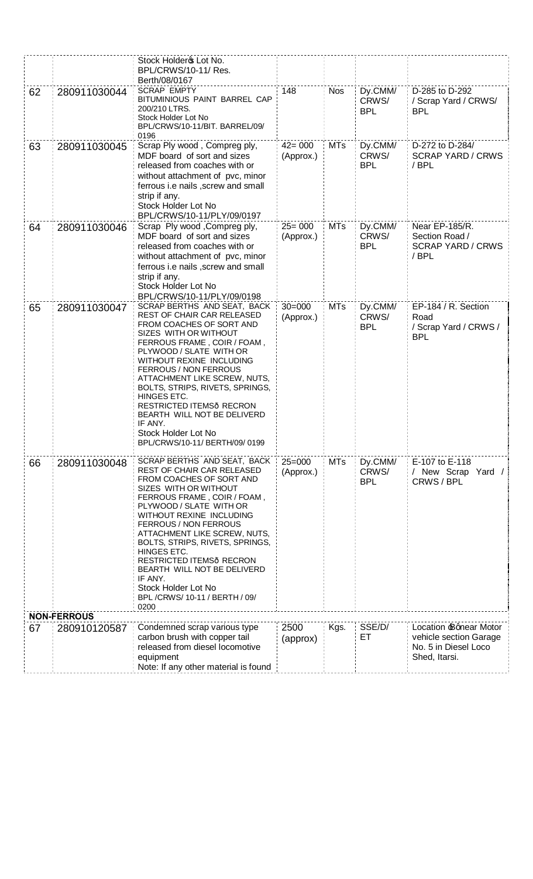| | | | | | | |
|---|---|---|---|---|---|---|
| | | Stock Holderꞌs Lot No. BPL/CRWS/10-11/ Res. Berth/08/0167 | | | | |
| 62 | 280911030044 | SCRAP EMPTY BITUMINIOUS PAINT BARREL CAP 200/210 LTRS. Stock Holder Lot No BPL/CRWS/10-11/BIT. BARREL/09/ 0196 | 148 | Nos | Dy.CMM/ CRWS/ BPL | D-285 to D-292 / Scrap Yard / CRWS/ BPL |
| 63 | 280911030045 | Scrap Ply wood , Compreg ply, MDF board of sort and sizes released from coaches with or without attachment of pvc, minor ferrous i.e nails ,screw and small strip if any. Stock Holder Lot No BPL/CRWS/10-11/PLY/09/0197 | 42= 000 (Approx.) | MTs | Dy.CMM/ CRWS/ BPL | D-272 to D-284/ SCRAP YARD / CRWS / BPL |
| 64 | 280911030046 | Scrap Ply wood ,Compreg ply, MDF board of sort and sizes released from coaches with or without attachment of pvc, minor ferrous i.e nails ,screw and small strip if any. Stock Holder Lot No BPL/CRWS/10-11/PLY/09/0198 | 25= 000 (Approx.) | MTs | Dy.CMM/ CRWS/ BPL | Near EP-185/R. Section Road / SCRAP YARD / CRWS / BPL |
| 65 | 280911030047 | SCRAP BERTHS AND SEAT, BACK REST OF CHAIR CAR RELEASED FROM COACHES OF SORT AND SIZES WITH OR WITHOUT FERROUS FRAME , COIR / FOAM , PLYWOOD / SLATE WITH OR WITHOUT REXINE INCLUDING FERROUS / NON FERROUS ATTACHMENT LIKE SCREW, NUTS, BOLTS, STRIPS, RIVETS, SPRINGS, HINGES ETC. RESTRICTED ITEMSð RECRON BEARTH WILL NOT BE DELIVERD IF ANY. Stock Holder Lot No BPL/CRWS/10-11/ BERTH/09/ 0199 | 30=000 (Approx.) | MTs | Dy.CMM/ CRWS/ BPL | EP-184 / R. Section Road / Scrap Yard / CRWS / BPL |
| 66 | 280911030048 | SCRAP BERTHS AND SEAT, BACK REST OF CHAIR CAR RELEASED FROM COACHES OF SORT AND SIZES WITH OR WITHOUT FERROUS FRAME , COIR / FOAM , PLYWOOD / SLATE WITH OR WITHOUT REXINE INCLUDING FERROUS / NON FERROUS ATTACHMENT LIKE SCREW, NUTS, BOLTS, STRIPS, RIVETS, SPRINGS, HINGES ETC. RESTRICTED ITEMSð RECRON BEARTH WILL NOT BE DELIVERD IF ANY. Stock Holder Lot No BPL /CRWS/ 10-11 / BERTH / 09/ 0200 | 25=000 (Approx.) | MTs | Dy.CMM/ CRWS/ BPL | E-107 to E-118 / New Scrap Yard / CRWS / BPL |
| **NON-FERROUS** | | | | | | |
| 67 | 280910120587 | Condemned scrap various type carbon brush with copper tail released from diesel locomotive equipment Note: If any other material is found | 2500 (approx) | Kgs. | SSE/D/ ET | Location ðBónear Motor vehicle section Garage No. 5 in Diesel Loco Shed, Itarsi. |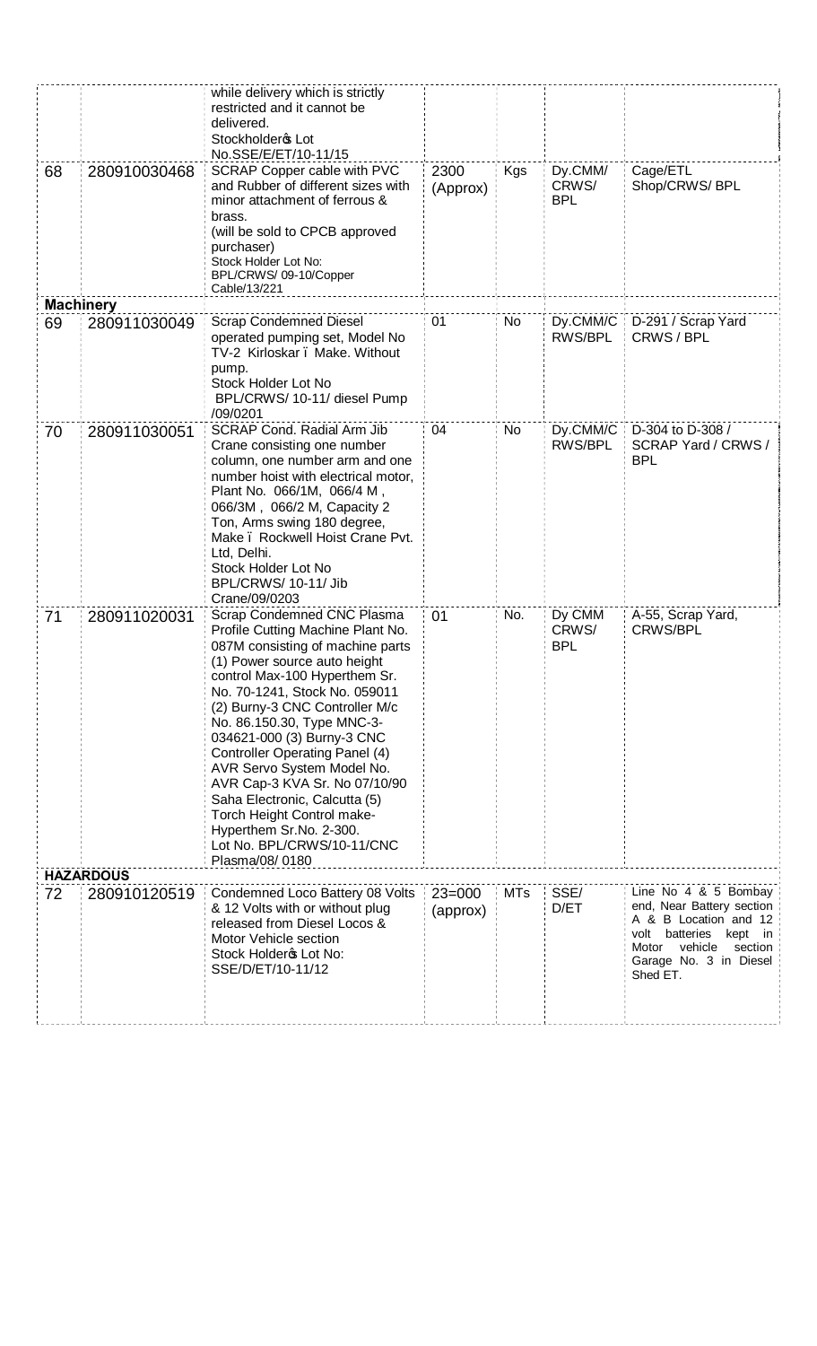|  |  |  |  |  |  |  |
|---|---|---|---|---|---|---|
|  |  | while delivery which is strictly restricted and it cannot be delivered. Stockholder's Lot No.SSE/E/ET/10-11/15 |  |  |  |  |
| 68 | 280910030468 | SCRAP Copper cable with PVC and Rubber of different sizes with minor attachment of ferrous & brass. (will be sold to CPCB approved purchaser) Stock Holder Lot No: BPL/CRWS/ 09-10/Copper Cable/13/221 | 2300 (Approx) | Kgs | Dy.CMM/ CRWS/ BPL | Cage/ETL Shop/CRWS/ BPL |
| **Machinery** |  |  |  |  |  |  |
| 69 | 280911030049 | Scrap Condemned Diesel operated pumping set, Model No TV-2 Kirloskar – Make. Without pump. Stock Holder Lot No BPL/CRWS/ 10-11/ diesel Pump /09/0201 | 01 | No | Dy.CMM/C RWS/BPL | D-291 / Scrap Yard CRWS / BPL |
| 70 | 280911030051 | SCRAP Cond. Radial Arm Jib Crane consisting one number column, one number arm and one number hoist with electrical motor, Plant No. 066/1M, 066/4 M , 066/3M , 066/2 M, Capacity 2 Ton, Arms swing 180 degree, Make – Rockwell Hoist Crane Pvt. Ltd, Delhi. Stock Holder Lot No BPL/CRWS/ 10-11/ Jib Crane/09/0203 | 04 | No | Dy.CMM/C RWS/BPL | D-304 to D-308 / SCRAP Yard / CRWS / BPL |
| 71 | 280911020031 | Scrap Condemned CNC Plasma Profile Cutting Machine Plant No. 087M consisting of machine parts (1) Power source auto height control Max-100 Hyperthem Sr. No. 70-1241, Stock No. 059011 (2) Burny-3 CNC Controller M/c No. 86.150.30, Type MNC-3-034621-000 (3) Burny-3 CNC Controller Operating Panel (4) AVR Servo System Model No. AVR Cap-3 KVA Sr. No 07/10/90 Saha Electronic, Calcutta (5) Torch Height Control make-Hyperthem Sr.No. 2-300. Lot No. BPL/CRWS/10-11/CNC Plasma/08/ 0180 | 01 | No. | Dy CMM CRWS/ BPL | A-55, Scrap Yard, CRWS/BPL |
| **HAZARDOUS** |  |  |  |  |  |  |
| 72 | 280910120519 | Condemned Loco Battery 08 Volts & 12 Volts with or without plug released from Diesel Locos & Motor Vehicle section Stock Holder's Lot No: SSE/D/ET/10-11/12 | 23=000 (approx) | MTs | SSE/ D/ET | Line No 4 & 5 Bombay end, Near Battery section A & B Location and 12 volt batteries kept in Motor vehicle section Garage No. 3 in Diesel Shed ET. |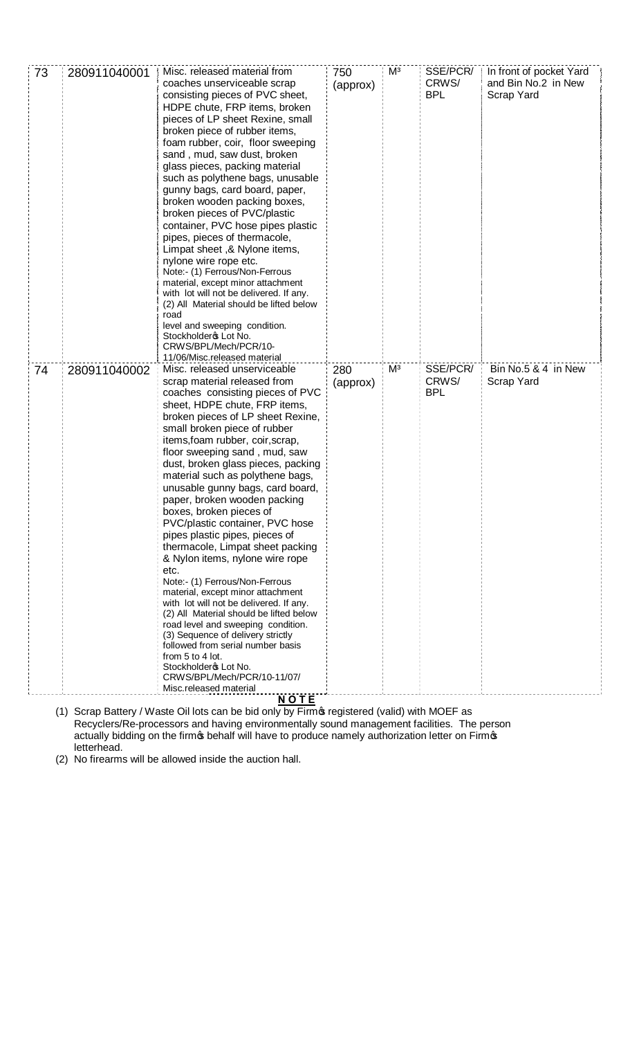| 73 | 280911040001 | Misc. released material from coaches unserviceable scrap consisting pieces of PVC sheet, HDPE chute, FRP items, broken pieces of LP sheet Rexine, small broken piece of rubber items, foam rubber, coir, floor sweeping sand , mud, saw dust, broken glass pieces, packing material such as polythene bags, unusable gunny bags, card board, paper, broken wooden packing boxes, broken pieces of PVC/plastic container, PVC hose pipes plastic pipes, pieces of thermacole, Limpat sheet ,& Nylone items, nylone wire rope etc.<br>Note:- (1) Ferrous/Non-Ferrous material, except minor attachment with lot will not be delivered. If any.<br>(2) All Material should be lifted below road level and sweeping condition.<br>Stockholder's Lot No. CRWS/BPL/Mech/PCR/10-11/06/Misc.released material | 750 (approx) | M³ | SSE/PCR/ CRWS/ BPL | In front of pocket Yard and Bin No.2 in New Scrap Yard |
|---|---|---|---|---|---|---|
| 74 | 280911040002 | Misc. released unserviceable scrap material released from coaches consisting pieces of PVC sheet, HDPE chute, FRP items, broken pieces of LP sheet Rexine, small broken piece of rubber items,foam rubber, coir,scrap, floor sweeping sand , mud, saw dust, broken glass pieces, packing material such as polythene bags, unusable gunny bags, card board, paper, broken wooden packing boxes, broken pieces of PVC/plastic container, PVC hose pipes plastic pipes, pieces of thermacole, Limpat sheet packing & Nylon items, nylone wire rope etc.<br>Note:- (1) Ferrous/Non-Ferrous material, except minor attachment with lot will not be delivered. If any.<br>(2) All Material should be lifted below road level and sweeping condition.<br>(3) Sequence of delivery strictly followed from serial number basis from 5 to 4 lot.<br>Stockholder's Lot No. CRWS/BPL/Mech/PCR/10-11/07/ Misc.released material | 280 (approx) | M³ | SSE/PCR/ CRWS/ BPL | Bin No.5 & 4 in New Scrap Yard |

**NOTE**

(1) Scrap Battery / Waste Oil lots can be bid only by Firm's registered (valid) with MOEF as Recyclers/Re-processors and having environmentally sound management facilities. The person actually bidding on the firm's behalf will have to produce namely authorization letter on Firm's letterhead.

(2) No firearms will be allowed inside the auction hall.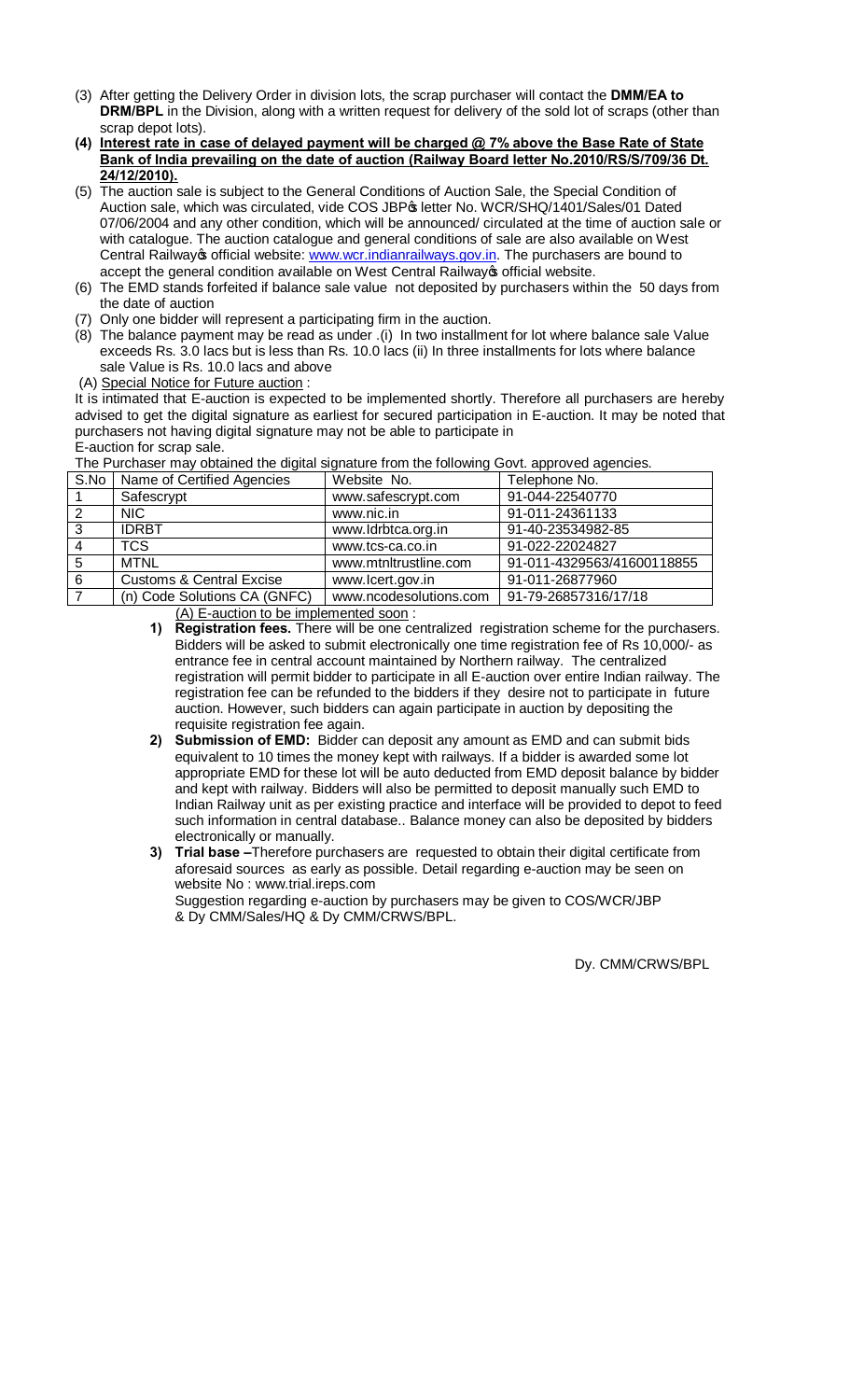(3) After getting the Delivery Order in division lots, the scrap purchaser will contact the **DMM/EA to DRM/BPL** in the Division, along with a written request for delivery of the sold lot of scraps (other than scrap depot lots).

**(4) Interest rate in case of delayed payment will be charged @ 7% above the Base Rate of State Bank of India prevailing on the date of auction (Railway Board letter No.2010/RS/S/709/36 Dt. 24/12/2010).**

(5) The auction sale is subject to the General Conditions of Auction Sale, the Special Condition of Auction sale, which was circulated, vide COS JBP's letter No. WCR/SHQ/1401/Sales/01 Dated 07/06/2004 and any other condition, which will be announced/ circulated at the time of auction sale or with catalogue. The auction catalogue and general conditions of sale are also available on West Central Railway's official website: www.wcr.indianrailways.gov.in. The purchasers are bound to accept the general condition available on West Central Railway's official website.

(6) The EMD stands forfeited if balance sale value not deposited by purchasers within the 50 days from the date of auction

(7) Only one bidder will represent a participating firm in the auction.

(8) The balance payment may be read as under .(i) In two installment for lot where balance sale Value exceeds Rs. 3.0 lacs but is less than Rs. 10.0 lacs (ii) In three installments for lots where balance sale Value is Rs. 10.0 lacs and above

(A) Special Notice for Future auction :

It is intimated that E-auction is expected to be implemented shortly. Therefore all purchasers are hereby advised to get the digital signature as earliest for secured participation in E-auction. It may be noted that purchasers not having digital signature may not be able to participate in
E-auction for scrap sale.

The Purchaser may obtained the digital signature from the following Govt. approved agencies.

| S.No | Name of Certified Agencies | Website No. | Telephone No. |
|---|---|---|---|
| 1 | Safescrypt | www.safescrypt.com | 91-044-22540770 |
| 2 | NIC | www.nic.in | 91-011-24361133 |
| 3 | IDRBT | www.Idrbtca.org.in | 91-40-23534982-85 |
| 4 | TCS | www.tcs-ca.co.in | 91-022-22024827 |
| 5 | MTNL | www.mtnltrustline.com | 91-011-4329563/41600118855 |
| 6 | Customs & Central Excise | www.Icert.gov.in | 91-011-26877960 |
| 7 | (n) Code Solutions CA (GNFC) | www.ncodesolutions.com | 91-79-26857316/17/18 |

(A) E-auction to be implemented soon :

1) **Registration fees.** There will be one centralized registration scheme for the purchasers. Bidders will be asked to submit electronically one time registration fee of Rs 10,000/- as entrance fee in central account maintained by Northern railway. The centralized registration will permit bidder to participate in all E-auction over entire Indian railway. The registration fee can be refunded to the bidders if they desire not to participate in future auction. However, such bidders can again participate in auction by depositing the requisite registration fee again.

2) **Submission of EMD:** Bidder can deposit any amount as EMD and can submit bids equivalent to 10 times the money kept with railways. If a bidder is awarded some lot appropriate EMD for these lot will be auto deducted from EMD deposit balance by bidder and kept with railway. Bidders will also be permitted to deposit manually such EMD to Indian Railway unit as per existing practice and interface will be provided to depot to feed such information in central database.. Balance money can also be deposited by bidders electronically or manually.

3) **Trial base –**Therefore purchasers are requested to obtain their digital certificate from aforesaid sources as early as possible. Detail regarding e-auction may be seen on website No : www.trial.ireps.com
Suggestion regarding e-auction by purchasers may be given to COS/WCR/JBP & Dy CMM/Sales/HQ & Dy CMM/CRWS/BPL.

Dy. CMM/CRWS/BPL